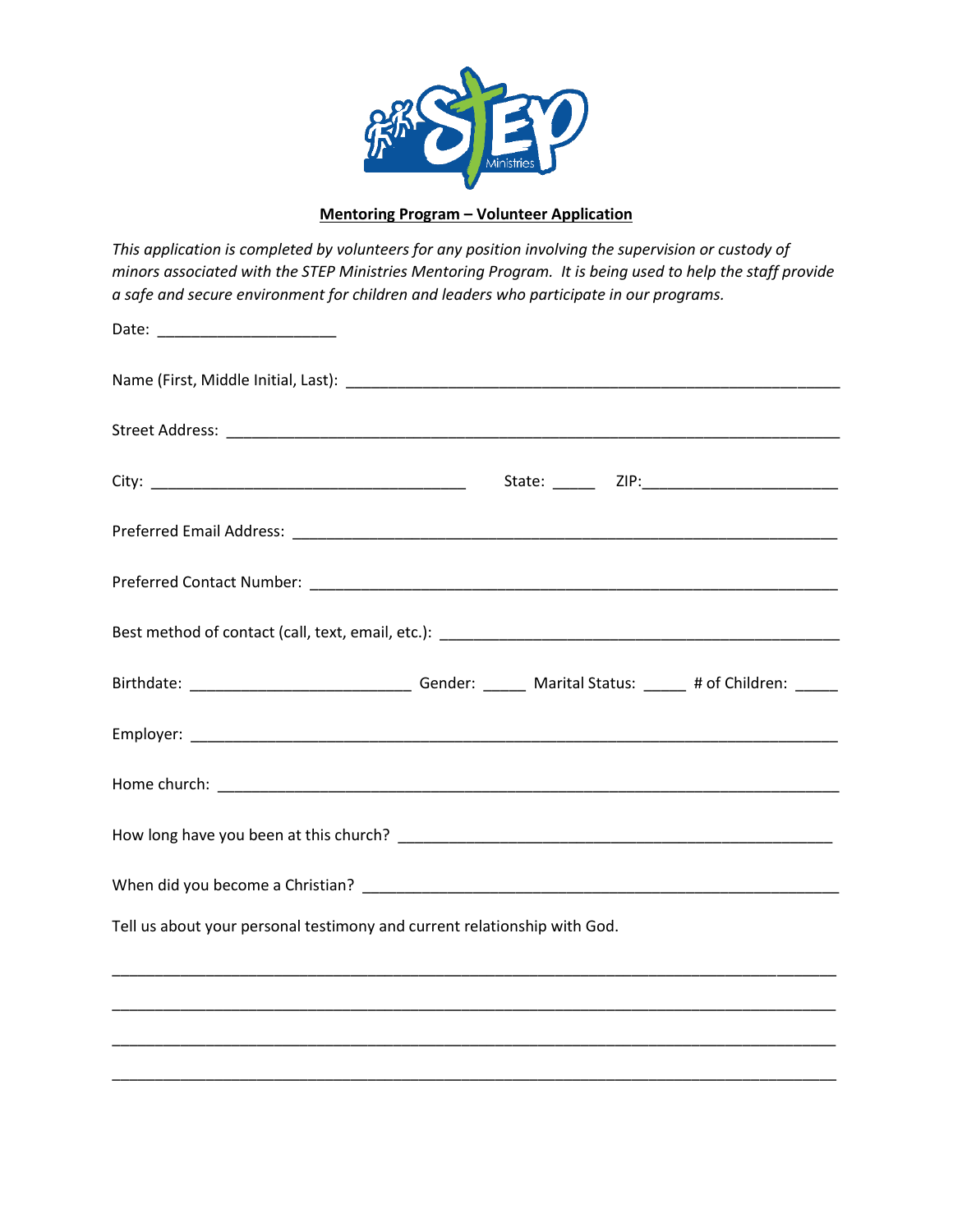**Mentoring Program – Volunteer Application**

*This application is completed by volunteers for any position involving the supervision or custody of minors associated with the STEP Ministries Mentoring Program. It is being used to help the staff provide a safe and secure environment for children and leaders who participate in our programs.*

Date: ____________________

Name (First, Middle Initial, Last): ____________________________________________________

Street Address: ________________________________________________________________

City: ___________________________________ State: _____ ZIP: ______________________

Preferred Email Address: _________________________________________________________

Preferred Contact Number: ________________________________________________________

Best method of contact (call, text, email, etc.): ______________________________________

Birthdate: _________________________ Gender: _____ Marital Status: _____ # of Children: _____

Employer: _____________________________________________________________________

Home church: __________________________________________________________________

How long have you been at this church? ____________________________________________

When did you become a Christian? _________________________________________________

Tell us about your personal testimony and current relationship with God.

_______________________________________________________________________________

_______________________________________________________________________________

_______________________________________________________________________________

_______________________________________________________________________________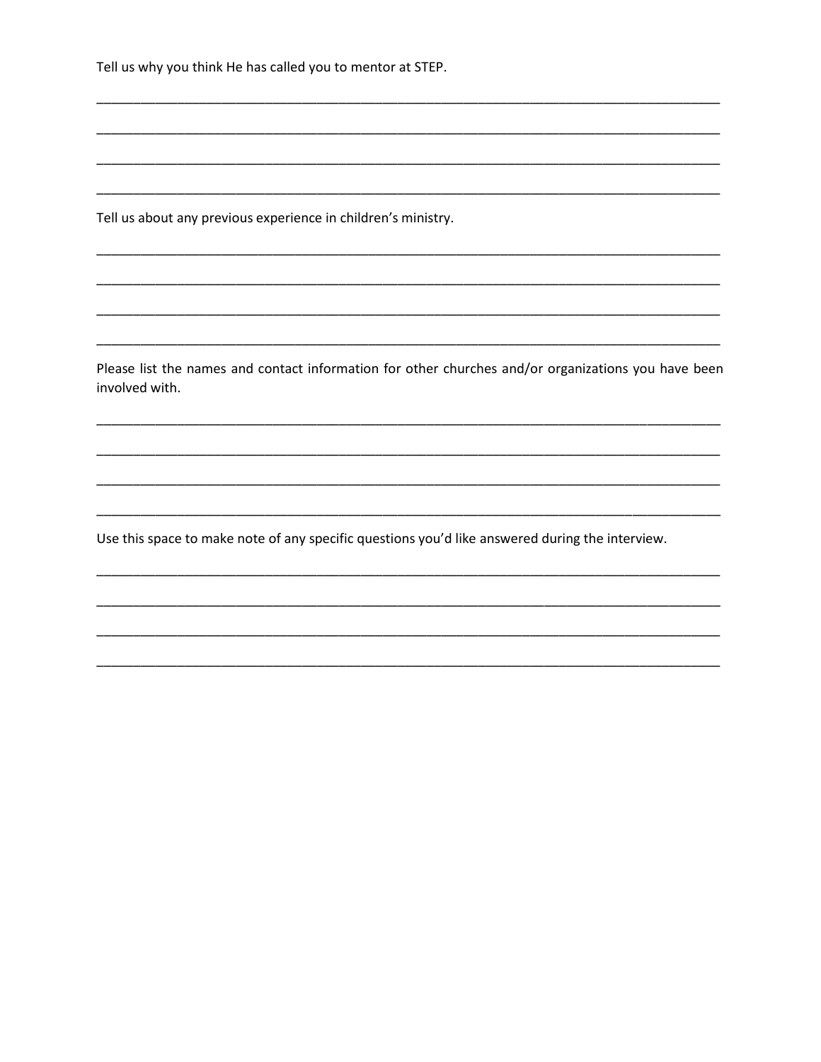Tell us why you think He has called you to mentor at STEP.

_______________________________________________________________________________

_______________________________________________________________________________

_______________________________________________________________________________

_______________________________________________________________________________

Tell us about any previous experience in children's ministry.

_______________________________________________________________________________

_______________________________________________________________________________

_______________________________________________________________________________

_______________________________________________________________________________

Please list the names and contact information for other churches and/or organizations you have been involved with.

_______________________________________________________________________________

_______________________________________________________________________________

_______________________________________________________________________________

_______________________________________________________________________________

Use this space to make note of any specific questions you'd like answered during the interview.

_______________________________________________________________________________

_______________________________________________________________________________

_______________________________________________________________________________

_______________________________________________________________________________